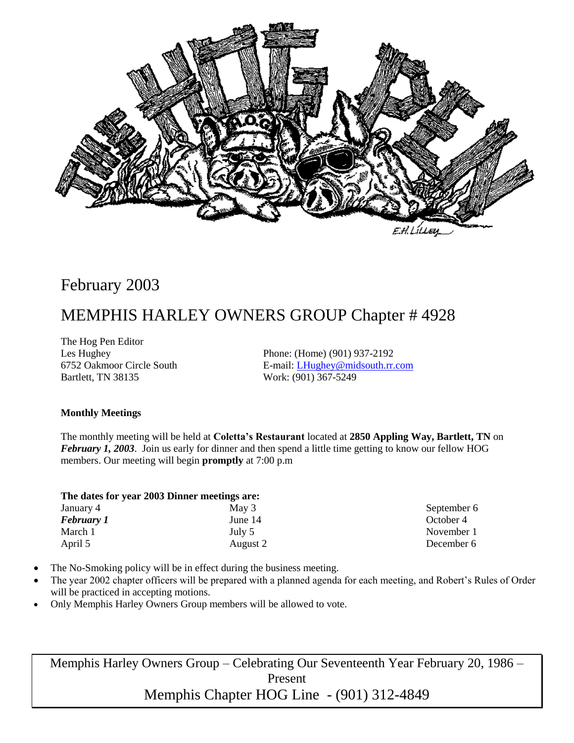February 2003

# MEMPHIS HARLEY OWNERS GROUP Chapter # 4928

The Hog Pen Editor
Les Hughey
6752 Oakmoor Circle South
Bartlett, TN 38135

Phone: (Home) (901) 937-2192
E-mail: [LHughey@midsouth.rr.com](mailto:LHughey@midsouth.rr.com)
Work: (901) 367-5249

**Monthly Meetings**

The monthly meeting will be held at **Coletta's Restaurant** located at **2850 Appling Way, Bartlett, TN** on ***February 1, 2003***. Join us early for dinner and then spend a little time getting to know our fellow HOG members. Our meeting will begin **promptly** at 7:00 p.m

**The dates for year 2003 Dinner meetings are:**

| | | |
|---|---|---|
| January 4 | May 3 | September 6 |
| ***February 1*** | June 14 | October 4 |
| March 1 | July 5 | November 1 |
| April 5 | August 2 | December 6 |

- The No-Smoking policy will be in effect during the business meeting.
- The year 2002 chapter officers will be prepared with a planned agenda for each meeting, and Robert's Rules of Order will be practiced in accepting motions.
- Only Memphis Harley Owners Group members will be allowed to vote.

Memphis Harley Owners Group – Celebrating Our Seventeenth Year February 20, 1986 – Present
Memphis Chapter HOG Line - (901) 312-4849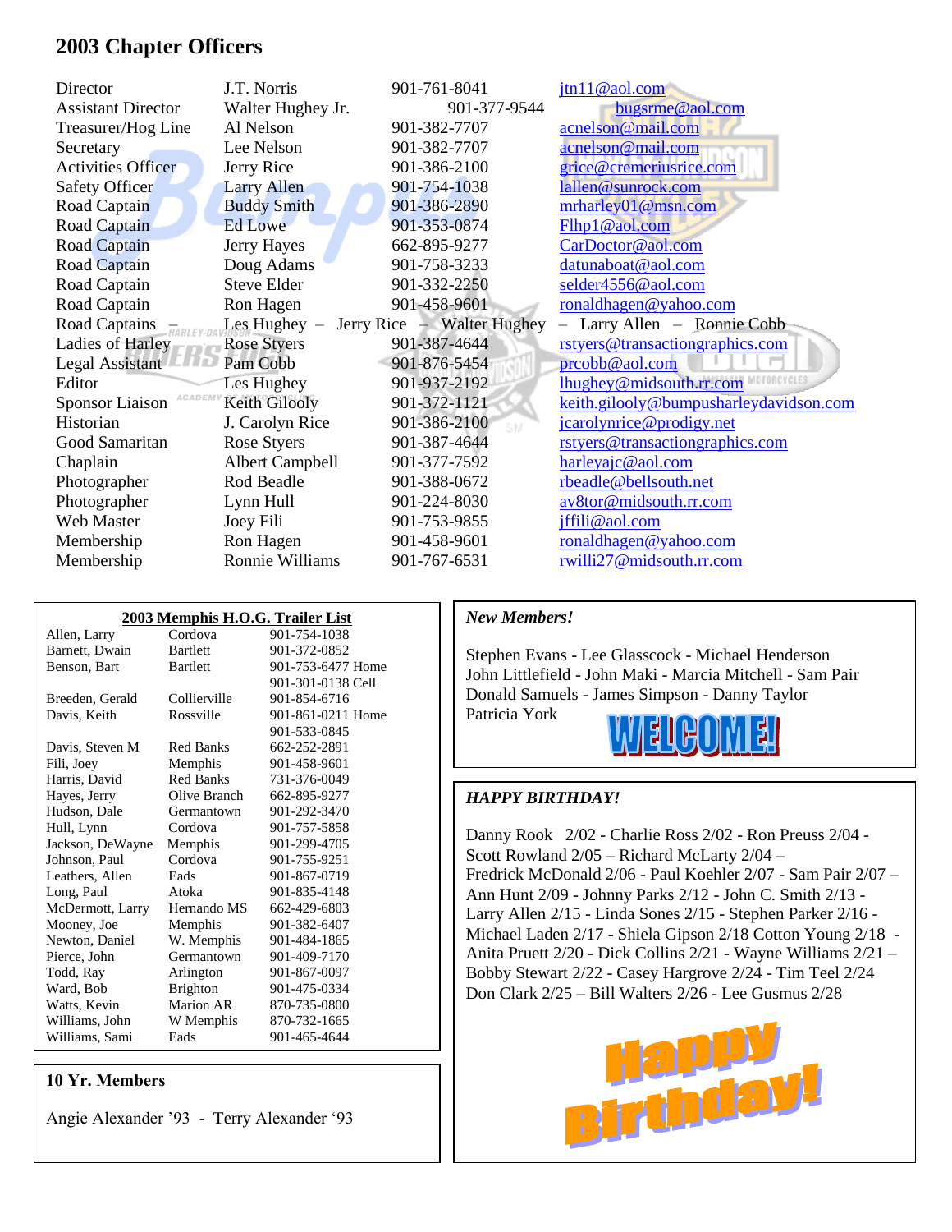## 2003 Chapter Officers

| | | | |
|---|---|---|---|
| Director | J.T. Norris | 901-761-8041 | jtn11@aol.com |
| Assistant Director | Walter Hughey Jr. | 901-377-9544 | bugsrme@aol.com |
| Treasurer/Hog Line | Al Nelson | 901-382-7707 | acnelson@mail.com |
| Secretary | Lee Nelson | 901-382-7707 | acnelson@mail.com |
| Activities Officer | Jerry Rice | 901-386-2100 | grice@cremeriusrice.com |
| Safety Officer | Larry Allen | 901-754-1038 | lallen@sunrock.com |
| Road Captain | Buddy Smith | 901-386-2890 | mrharley01@msn.com |
| Road Captain | Ed Lowe | 901-353-0874 | Flhp1@aol.com |
| Road Captain | Jerry Hayes | 662-895-9277 | CarDoctor@aol.com |
| Road Captain | Doug Adams | 901-758-3233 | datunaboat@aol.com |
| Road Captain | Steve Elder | 901-332-2250 | selder4556@aol.com |
| Road Captain | Ron Hagen | 901-458-9601 | ronaldhagen@yahoo.com |
| Road Captains – | Les Hughey – Jerry Rice – Walter Hughey – Larry Allen – Ronnie Cobb | | |
| Ladies of Harley | Rose Styers | 901-387-4644 | rstyers@transactiongraphics.com |
| Legal Assistant | Pam Cobb | 901-876-5454 | prcobb@aol.com |
| Editor | Les Hughey | 901-937-2192 | lhughey@midsouth.rr.com |
| Sponsor Liaison | Keith Gilooly | 901-372-1121 | keith.gilooly@bumpusharleydavidson.com |
| Historian | J. Carolyn Rice | 901-386-2100 | jcarolynrice@prodigy.net |
| Good Samaritan | Rose Styers | 901-387-4644 | rstyers@transactiongraphics.com |
| Chaplain | Albert Campbell | 901-377-7592 | harleyajc@aol.com |
| Photographer | Rod Beadle | 901-388-0672 | rbeadle@bellsouth.net |
| Photographer | Lynn Hull | 901-224-8030 | av8tor@midsouth.rr.com |
| Web Master | Joey Fili | 901-753-9855 | jffili@aol.com |
| Membership | Ron Hagen | 901-458-9601 | ronaldhagen@yahoo.com |
| Membership | Ronnie Williams | 901-767-6531 | rwilli27@midsouth.rr.com |

### 2003 Memphis H.O.G. Trailer List

| | | |
|---|---|---|
| Allen, Larry | Cordova | 901-754-1038 |
| Barnett, Dwain | Bartlett | 901-372-0852 |
| Benson, Bart | Bartlett | 901-753-6477 Home<br>901-301-0138 Cell |
| Breeden, Gerald | Collierville | 901-854-6716 |
| Davis, Keith | Rossville | 901-861-0211 Home<br>901-533-0845 |
| Davis, Steven M | Red Banks | 662-252-2891 |
| Fili, Joey | Memphis | 901-458-9601 |
| Harris, David | Red Banks | 731-376-0049 |
| Hayes, Jerry | Olive Branch | 662-895-9277 |
| Hudson, Dale | Germantown | 901-292-3470 |
| Hull, Lynn | Cordova | 901-757-5858 |
| Jackson, DeWayne | Memphis | 901-299-4705 |
| Johnson, Paul | Cordova | 901-755-9251 |
| Leathers, Allen | Eads | 901-867-0719 |
| Long, Paul | Atoka | 901-835-4148 |
| McDermott, Larry | Hernando MS | 662-429-6803 |
| Mooney, Joe | Memphis | 901-382-6407 |
| Newton, Daniel | W. Memphis | 901-484-1865 |
| Pierce, John | Germantown | 901-409-7170 |
| Todd, Ray | Arlington | 901-867-0097 |
| Ward, Bob | Brighton | 901-475-0334 |
| Watts, Kevin | Marion AR | 870-735-0800 |
| Williams, John | W Memphis | 870-732-1665 |
| Williams, Sami | Eads | 901-465-4644 |

### 10 Yr. Members

Angie Alexander '93 - Terry Alexander '93

### *New Members!*

Stephen Evans - Lee Glasscock - Michael Henderson
John Littlefield - John Maki - Marcia Mitchell - Sam Pair
Donald Samuels - James Simpson - Danny Taylor
Patricia York

WELCOME!

### *HAPPY BIRTHDAY!*

Danny Rook 2/02 - Charlie Ross 2/02 - Ron Preuss 2/04 - Scott Rowland 2/05 – Richard McLarty 2/04 – Fredrick McDonald 2/06 - Paul Koehler 2/07 - Sam Pair 2/07 – Ann Hunt 2/09 - Johnny Parks 2/12 - John C. Smith 2/13 - Larry Allen 2/15 - Linda Sones 2/15 - Stephen Parker 2/16 - Michael Laden 2/17 - Shiela Gipson 2/18 Cotton Young 2/18 - Anita Pruett 2/20 - Dick Collins 2/21 - Wayne Williams 2/21 – Bobby Stewart 2/22 - Casey Hargrove 2/24 - Tim Teel 2/24 Don Clark 2/25 – Bill Walters 2/26 - Lee Gusmus 2/28

Happy Birthday!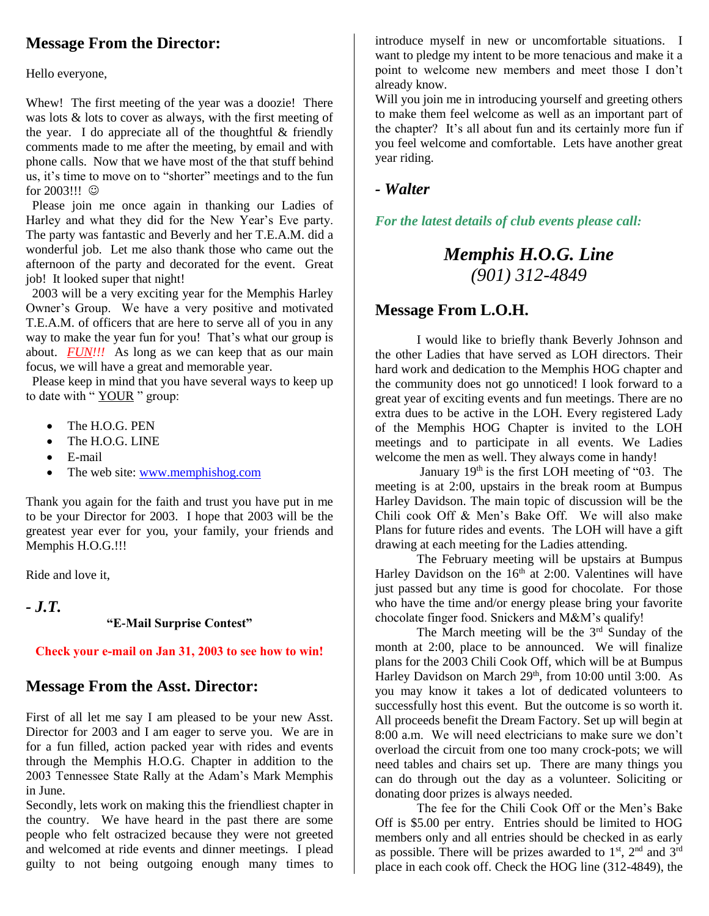## Message From the Director:

Hello everyone,

Whew! The first meeting of the year was a doozie! There was lots & lots to cover as always, with the first meeting of the year. I do appreciate all of the thoughtful & friendly comments made to me after the meeting, by email and with phone calls. Now that we have most of the that stuff behind us, it's time to move on to "shorter" meetings and to the fun for 2003!!! ☺

Please join me once again in thanking our Ladies of Harley and what they did for the New Year's Eve party. The party was fantastic and Beverly and her T.E.A.M. did a wonderful job. Let me also thank those who came out the afternoon of the party and decorated for the event. Great job! It looked super that night!

2003 will be a very exciting year for the Memphis Harley Owner's Group. We have a very positive and motivated T.E.A.M. of officers that are here to serve all of you in any way to make the year fun for you! That's what our group is about. ***FUN!!!*** As long as we can keep that as our main focus, we will have a great and memorable year.

Please keep in mind that you have several ways to keep up to date with " YOUR " group:

- The H.O.G. PEN
- The H.O.G. LINE
- E-mail
- The web site: www.memphishog.com

Thank you again for the faith and trust you have put in me to be your Director for 2003. I hope that 2003 will be the greatest year ever for you, your family, your friends and Memphis H.O.G.!!!

Ride and love it,

***- J.T.***

**"E-Mail Surprise Contest"**

**Check your e-mail on Jan 31, 2003 to see how to win!**

## Message From the Asst. Director:

First of all let me say I am pleased to be your new Asst. Director for 2003 and I am eager to serve you. We are in for a fun filled, action packed year with rides and events through the Memphis H.O.G. Chapter in addition to the 2003 Tennessee State Rally at the Adam's Mark Memphis in June.

Secondly, lets work on making this the friendliest chapter in the country. We have heard in the past there are some people who felt ostracized because they were not greeted and welcomed at ride events and dinner meetings. I plead guilty to not being outgoing enough many times to introduce myself in new or uncomfortable situations. I want to pledge my intent to be more tenacious and make it a point to welcome new members and meet those I don't already know.

Will you join me in introducing yourself and greeting others to make them feel welcome as well as an important part of the chapter? It's all about fun and its certainly more fun if you feel welcome and comfortable. Lets have another great year riding.

***- Walter***

***For the latest details of club events please call:***

***Memphis H.O.G. Line***
*(901) 312-4849*

## Message From L.O.H.

I would like to briefly thank Beverly Johnson and the other Ladies that have served as LOH directors. Their hard work and dedication to the Memphis HOG chapter and the community does not go unnoticed! I look forward to a great year of exciting events and fun meetings. There are no extra dues to be active in the LOH. Every registered Lady of the Memphis HOG Chapter is invited to the LOH meetings and to participate in all events. We Ladies welcome the men as well. They always come in handy!

January 19th is the first LOH meeting of "03. The meeting is at 2:00, upstairs in the break room at Bumpus Harley Davidson. The main topic of discussion will be the Chili cook Off & Men's Bake Off. We will also make Plans for future rides and events. The LOH will have a gift drawing at each meeting for the Ladies attending.

The February meeting will be upstairs at Bumpus Harley Davidson on the 16th at 2:00. Valentines will have just passed but any time is good for chocolate. For those who have the time and/or energy please bring your favorite chocolate finger food. Snickers and M&M's qualify!

The March meeting will be the 3rd Sunday of the month at 2:00, place to be announced. We will finalize plans for the 2003 Chili Cook Off, which will be at Bumpus Harley Davidson on March 29th, from 10:00 until 3:00. As you may know it takes a lot of dedicated volunteers to successfully host this event. But the outcome is so worth it. All proceeds benefit the Dream Factory. Set up will begin at 8:00 a.m. We will need electricians to make sure we don't overload the circuit from one too many crock-pots; we will need tables and chairs set up. There are many things you can do through out the day as a volunteer. Soliciting or donating door prizes is always needed.

The fee for the Chili Cook Off or the Men's Bake Off is $5.00 per entry. Entries should be limited to HOG members only and all entries should be checked in as early as possible. There will be prizes awarded to 1st, 2nd and 3rd place in each cook off. Check the HOG line (312-4849), the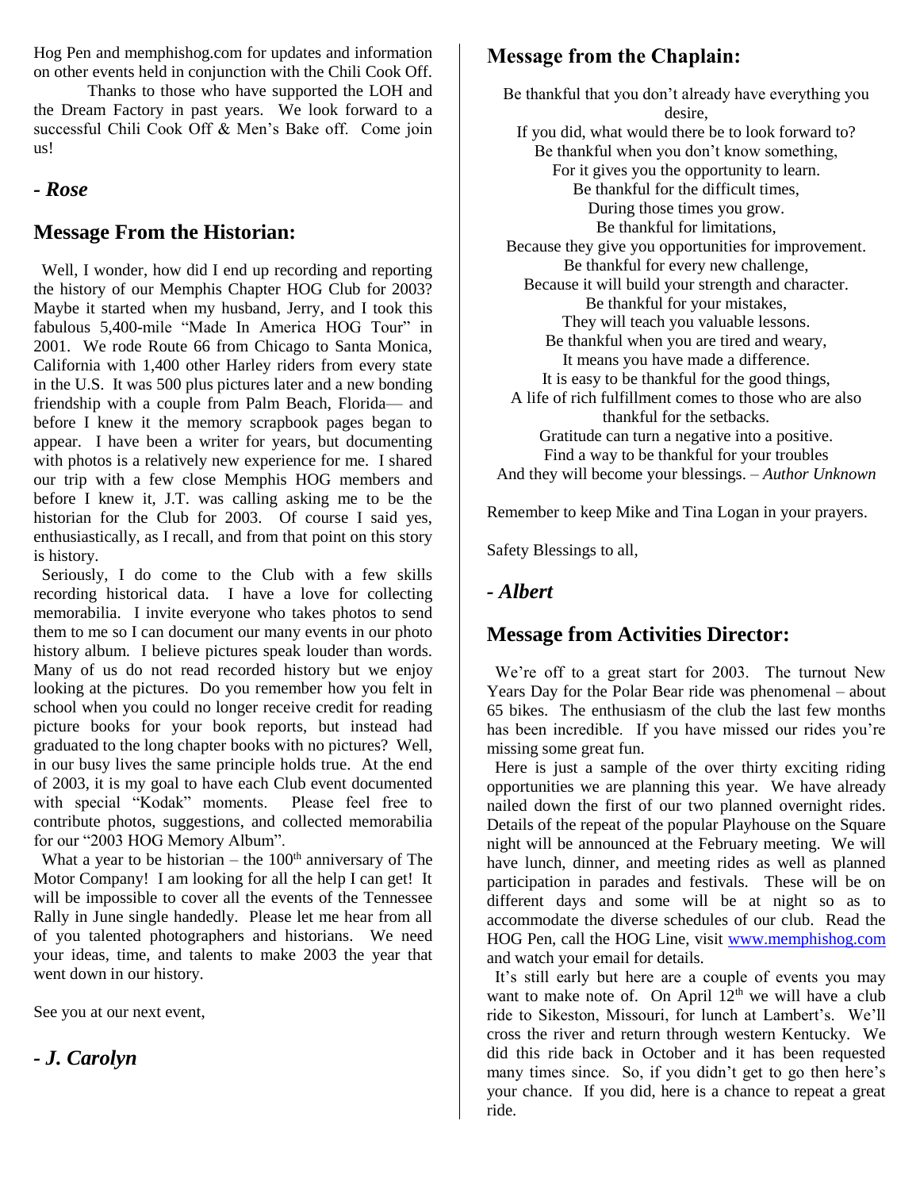Hog Pen and memphishog.com for updates and information on other events held in conjunction with the Chili Cook Off.

Thanks to those who have supported the LOH and the Dream Factory in past years. We look forward to a successful Chili Cook Off & Men's Bake off. Come join us!

***- Rose***

## Message From the Historian:

Well, I wonder, how did I end up recording and reporting the history of our Memphis Chapter HOG Club for 2003? Maybe it started when my husband, Jerry, and I took this fabulous 5,400-mile "Made In America HOG Tour" in 2001. We rode Route 66 from Chicago to Santa Monica, California with 1,400 other Harley riders from every state in the U.S. It was 500 plus pictures later and a new bonding friendship with a couple from Palm Beach, Florida— and before I knew it the memory scrapbook pages began to appear. I have been a writer for years, but documenting with photos is a relatively new experience for me. I shared our trip with a few close Memphis HOG members and before I knew it, J.T. was calling asking me to be the historian for the Club for 2003. Of course I said yes, enthusiastically, as I recall, and from that point on this story is history.

Seriously, I do come to the Club with a few skills recording historical data. I have a love for collecting memorabilia. I invite everyone who takes photos to send them to me so I can document our many events in our photo history album. I believe pictures speak louder than words. Many of us do not read recorded history but we enjoy looking at the pictures. Do you remember how you felt in school when you could no longer receive credit for reading picture books for your book reports, but instead had graduated to the long chapter books with no pictures? Well, in our busy lives the same principle holds true. At the end of 2003, it is my goal to have each Club event documented with special "Kodak" moments. Please feel free to contribute photos, suggestions, and collected memorabilia for our "2003 HOG Memory Album".

What a year to be historian – the 100th anniversary of The Motor Company! I am looking for all the help I can get! It will be impossible to cover all the events of the Tennessee Rally in June single handedly. Please let me hear from all of you talented photographers and historians. We need your ideas, time, and talents to make 2003 the year that went down in our history.

See you at our next event,

***- J. Carolyn***

## Message from the Chaplain:

Be thankful that you don't already have everything you desire,
If you did, what would there be to look forward to?
Be thankful when you don't know something,
For it gives you the opportunity to learn.
Be thankful for the difficult times,
During those times you grow.
Be thankful for limitations,
Because they give you opportunities for improvement.
Be thankful for every new challenge,
Because it will build your strength and character.
Be thankful for your mistakes,
They will teach you valuable lessons.
Be thankful when you are tired and weary,
It means you have made a difference.
It is easy to be thankful for the good things,
A life of rich fulfillment comes to those who are also thankful for the setbacks.
Gratitude can turn a negative into a positive.
Find a way to be thankful for your troubles
And they will become your blessings. – *Author Unknown*

Remember to keep Mike and Tina Logan in your prayers.

Safety Blessings to all,

***- Albert***

## Message from Activities Director:

We're off to a great start for 2003. The turnout New Years Day for the Polar Bear ride was phenomenal – about 65 bikes. The enthusiasm of the club the last few months has been incredible. If you have missed our rides you're missing some great fun.

Here is just a sample of the over thirty exciting riding opportunities we are planning this year. We have already nailed down the first of our two planned overnight rides. Details of the repeat of the popular Playhouse on the Square night will be announced at the February meeting. We will have lunch, dinner, and meeting rides as well as planned participation in parades and festivals. These will be on different days and some will be at night so as to accommodate the diverse schedules of our club. Read the HOG Pen, call the HOG Line, visit www.memphishog.com and watch your email for details.

It's still early but here are a couple of events you may want to make note of. On April 12th we will have a club ride to Sikeston, Missouri, for lunch at Lambert's. We'll cross the river and return through western Kentucky. We did this ride back in October and it has been requested many times since. So, if you didn't get to go then here's your chance. If you did, here is a chance to repeat a great ride.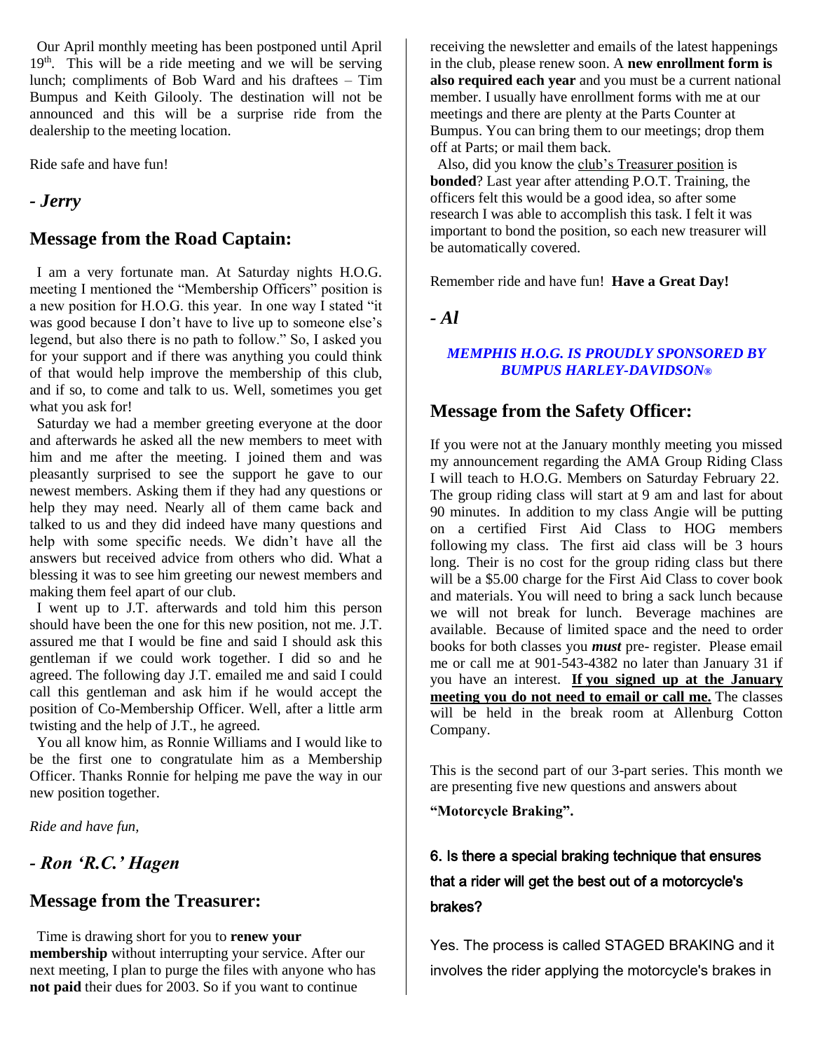Our April monthly meeting has been postponed until April 19th. This will be a ride meeting and we will be serving lunch; compliments of Bob Ward and his draftees – Tim Bumpus and Keith Gilooly. The destination will not be announced and this will be a surprise ride from the dealership to the meeting location.

Ride safe and have fun!

***- Jerry***

## Message from the Road Captain:

I am a very fortunate man. At Saturday nights H.O.G. meeting I mentioned the "Membership Officers" position is a new position for H.O.G. this year. In one way I stated "it was good because I don't have to live up to someone else's legend, but also there is no path to follow." So, I asked you for your support and if there was anything you could think of that would help improve the membership of this club, and if so, to come and talk to us. Well, sometimes you get what you ask for!

Saturday we had a member greeting everyone at the door and afterwards he asked all the new members to meet with him and me after the meeting. I joined them and was pleasantly surprised to see the support he gave to our newest members. Asking them if they had any questions or help they may need. Nearly all of them came back and talked to us and they did indeed have many questions and help with some specific needs. We didn't have all the answers but received advice from others who did. What a blessing it was to see him greeting our newest members and making them feel apart of our club.

I went up to J.T. afterwards and told him this person should have been the one for this new position, not me. J.T. assured me that I would be fine and said I should ask this gentleman if we could work together. I did so and he agreed. The following day J.T. emailed me and said I could call this gentleman and ask him if he would accept the position of Co-Membership Officer. Well, after a little arm twisting and the help of J.T., he agreed.

You all know him, as Ronnie Williams and I would like to be the first one to congratulate him as a Membership Officer. Thanks Ronnie for helping me pave the way in our new position together.

*Ride and have fun,*

***- Ron 'R.C.' Hagen***

## Message from the Treasurer:

Time is drawing short for you to **renew your membership** without interrupting your service. After our next meeting, I plan to purge the files with anyone who has **not paid** their dues for 2003. So if you want to continue receiving the newsletter and emails of the latest happenings in the club, please renew soon. A **new enrollment form is also required each year** and you must be a current national member. I usually have enrollment forms with me at our meetings and there are plenty at the Parts Counter at Bumpus. You can bring them to our meetings; drop them off at Parts; or mail them back.

Also, did you know the club's Treasurer position is **bonded**? Last year after attending P.O.T. Training, the officers felt this would be a good idea, so after some research I was able to accomplish this task. I felt it was important to bond the position, so each new treasurer will be automatically covered.

Remember ride and have fun! **Have a Great Day!**

***- Al***

***MEMPHIS H.O.G. IS PROUDLY SPONSORED BY BUMPUS HARLEY-DAVIDSON®***

## Message from the Safety Officer:

If you were not at the January monthly meeting you missed my announcement regarding the AMA Group Riding Class I will teach to H.O.G. Members on Saturday February 22. The group riding class will start at 9 am and last for about 90 minutes. In addition to my class Angie will be putting on a certified First Aid Class to HOG members following my class. The first aid class will be 3 hours long. Their is no cost for the group riding class but there will be a $5.00 charge for the First Aid Class to cover book and materials. You will need to bring a sack lunch because we will not break for lunch. Beverage machines are available. Because of limited space and the need to order books for both classes you ***must*** pre- register. Please email me or call me at 901-543-4382 no later than January 31 if you have an interest. **<u>If you signed up at the January meeting you do not need to email or call me.</u>** The classes will be held in the break room at Allenburg Cotton Company.

This is the second part of our 3-part series. This month we are presenting five new questions and answers about

**"Motorcycle Braking".**

**6. Is there a special braking technique that ensures that a rider will get the best out of a motorcycle's brakes?**

Yes. The process is called STAGED BRAKING and it involves the rider applying the motorcycle's brakes in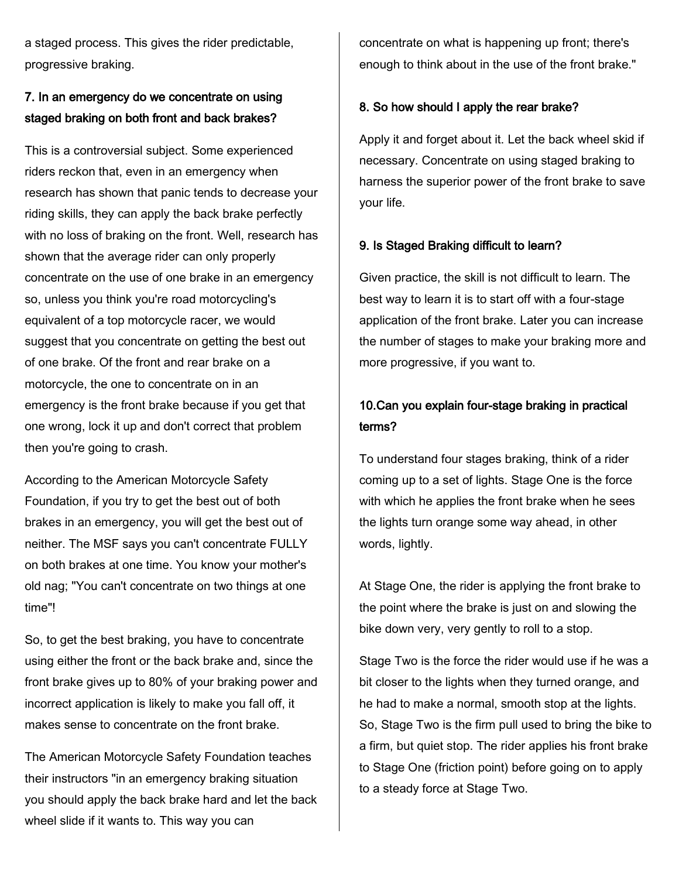a staged process. This gives the rider predictable, progressive braking.

### 7. In an emergency do we concentrate on using staged braking on both front and back brakes?

This is a controversial subject. Some experienced riders reckon that, even in an emergency when research has shown that panic tends to decrease your riding skills, they can apply the back brake perfectly with no loss of braking on the front. Well, research has shown that the average rider can only properly concentrate on the use of one brake in an emergency so, unless you think you're road motorcycling's equivalent of a top motorcycle racer, we would suggest that you concentrate on getting the best out of one brake. Of the front and rear brake on a motorcycle, the one to concentrate on in an emergency is the front brake because if you get that one wrong, lock it up and don't correct that problem then you're going to crash.

According to the American Motorcycle Safety Foundation, if you try to get the best out of both brakes in an emergency, you will get the best out of neither. The MSF says you can't concentrate FULLY on both brakes at one time. You know your mother's old nag; "You can't concentrate on two things at one time"!

So, to get the best braking, you have to concentrate using either the front or the back brake and, since the front brake gives up to 80% of your braking power and incorrect application is likely to make you fall off, it makes sense to concentrate on the front brake.

The American Motorcycle Safety Foundation teaches their instructors "in an emergency braking situation you should apply the back brake hard and let the back wheel slide if it wants to. This way you can concentrate on what is happening up front; there's enough to think about in the use of the front brake."

### 8. So how should I apply the rear brake?

Apply it and forget about it. Let the back wheel skid if necessary. Concentrate on using staged braking to harness the superior power of the front brake to save your life.

### 9. Is Staged Braking difficult to learn?

Given practice, the skill is not difficult to learn. The best way to learn it is to start off with a four-stage application of the front brake. Later you can increase the number of stages to make your braking more and more progressive, if you want to.

### 10.Can you explain four-stage braking in practical terms?

To understand four stages braking, think of a rider coming up to a set of lights. Stage One is the force with which he applies the front brake when he sees the lights turn orange some way ahead, in other words, lightly.

At Stage One, the rider is applying the front brake to the point where the brake is just on and slowing the bike down very, very gently to roll to a stop.

Stage Two is the force the rider would use if he was a bit closer to the lights when they turned orange, and he had to make a normal, smooth stop at the lights. So, Stage Two is the firm pull used to bring the bike to a firm, but quiet stop. The rider applies his front brake to Stage One (friction point) before going on to apply to a steady force at Stage Two.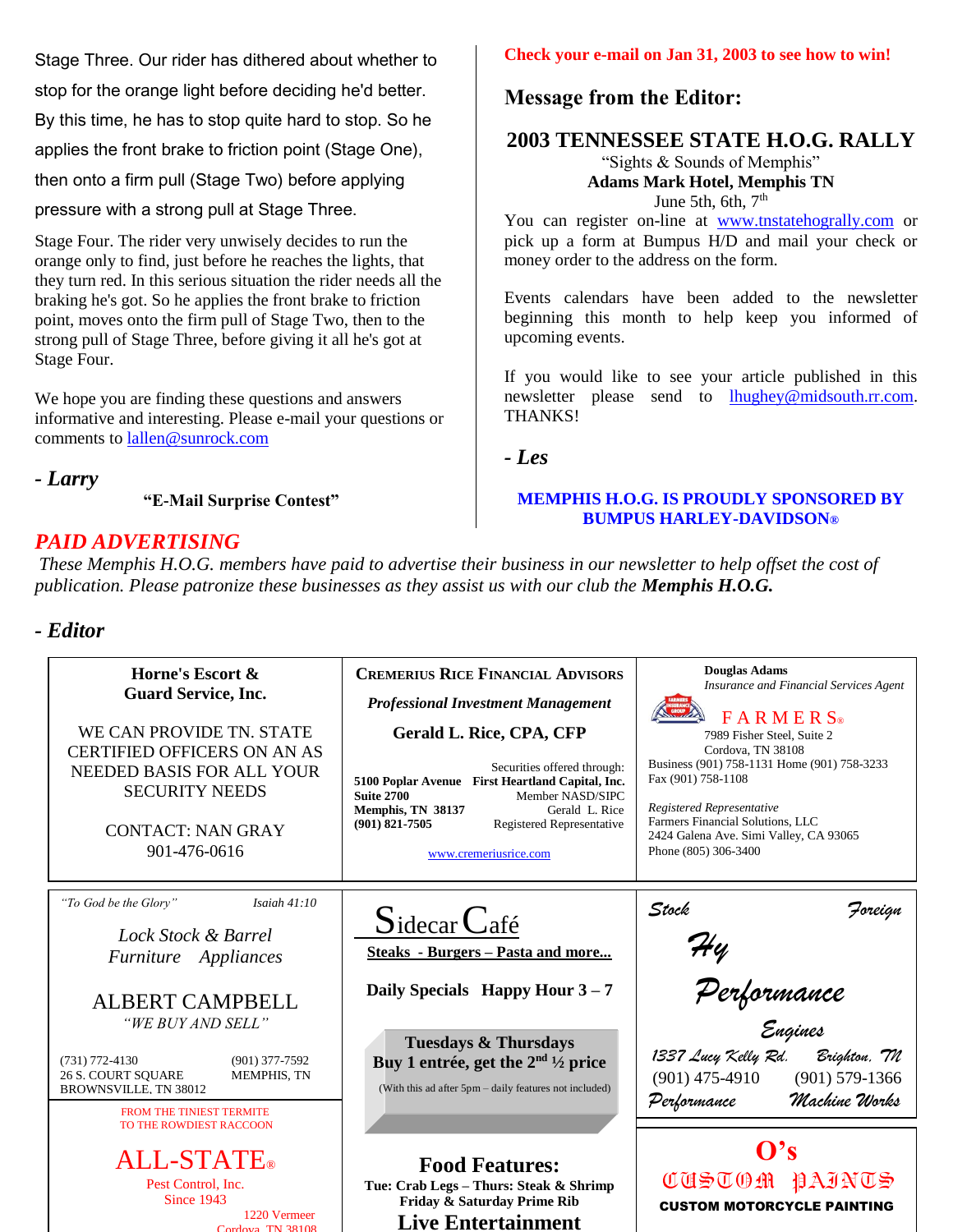Stage Three. Our rider has dithered about whether to stop for the orange light before deciding he'd better. By this time, he has to stop quite hard to stop. So he applies the front brake to friction point (Stage One), then onto a firm pull (Stage Two) before applying pressure with a strong pull at Stage Three.

Stage Four. The rider very unwisely decides to run the orange only to find, just before he reaches the lights, that they turn red. In this serious situation the rider needs all the braking he's got. So he applies the front brake to friction point, moves onto the firm pull of Stage Two, then to the strong pull of Stage Three, before giving it all he's got at Stage Four.

We hope you are finding these questions and answers informative and interesting. Please e-mail your questions or comments to lallen@sunrock.com

***- Larry***

**"E-Mail Surprise Contest"**

**Check your e-mail on Jan 31, 2003 to see how to win!**

## Message from the Editor:

### 2003 TENNESSEE STATE H.O.G. RALLY

"Sights & Sounds of Memphis"
**Adams Mark Hotel, Memphis TN**
June 5th, 6th, 7th

You can register on-line at www.tnstatehograll y.com or pick up a form at Bumpus H/D and mail your check or money order to the address on the form.

Events calendars have been added to the newsletter beginning this month to help keep you informed of upcoming events.

If you would like to see your article published in this newsletter please send to lhughey@midsouth.rr.com. THANKS!

***- Les***

**MEMPHIS H.O.G. IS PROUDLY SPONSORED BY BUMPUS HARLEY-DAVIDSON®**

## *PAID ADVERTISING*

*These Memphis H.O.G. members have paid to advertise their business in our newsletter to help offset the cost of publication. Please patronize these businesses as they assist us with our club the* ***Memphis H.O.G.***

***- Editor***

**Horne's Escort & Guard Service, Inc.**

WE CAN PROVIDE TN. STATE CERTIFIED OFFICERS ON AN AS NEEDED BASIS FOR ALL YOUR SECURITY NEEDS

CONTACT: NAN GRAY
901-476-0616

**CREMERIUS RICE FINANCIAL ADVISORS**

***Professional Investment Management***

**Gerald L. Rice, CPA, CFP**

**5100 Poplar Avenue**
**Suite 2700**
**Memphis, TN 38137**
**(901) 821-7505**

Securities offered through:
**First Heartland Capital, Inc.**
Member NASD/SIPC
Gerald L. Rice
Registered Representative

www.cremeriusrice.com

**Douglas Adams**
*Insurance and Financial Services Agent*

FARMERS®
7989 Fisher Steel, Suite 2
Cordova, TN 38108
Business (901) 758-1131 Home (901) 758-3233
Fax (901) 758-1108

*Registered Representative*
Farmers Financial Solutions, LLC
2424 Galena Ave. Simi Valley, CA 93065
Phone (805) 306-3400

*"To God be the Glory"* *Isaiah 41:10*

*Lock Stock & Barrel*
*Furniture Appliances*

ALBERT CAMPBELL
*"WE BUY AND SELL"*

(731) 772-4130
26 S. COURT SQUARE
BROWNSVILLE, TN 38012

(901) 377-7592
MEMPHIS, TN

FROM THE TINIEST TERMITE
TO THE ROWDIEST RACCOON

ALL-STATE®
Pest Control, Inc.
Since 1943
1220 Vermeer
Cordova, TN 38108

**Sidecar Café**

**Steaks - Burgers – Pasta and more...**

**Daily Specials Happy Hour 3 – 7**

**Tuesdays & Thursdays**
**Buy 1 entrée, get the 2nd ½ price**
(With this ad after 5pm – daily features not included)

**Food Features:**
**Tue: Crab Legs – Thurs: Steak & Shrimp**
**Friday & Saturday Prime Rib**
**Live Entertainment**

*Stock* *Foreign*
*Hy Performance Engines*
*1337 Lucy Kelly Rd.* *Brighton, TN*
(901) 475-4910 (901) 579-1366
*Performance* *Machine Works*

**O's**
**CUSTOM PAINTS**
**CUSTOM MOTORCYCLE PAINTING**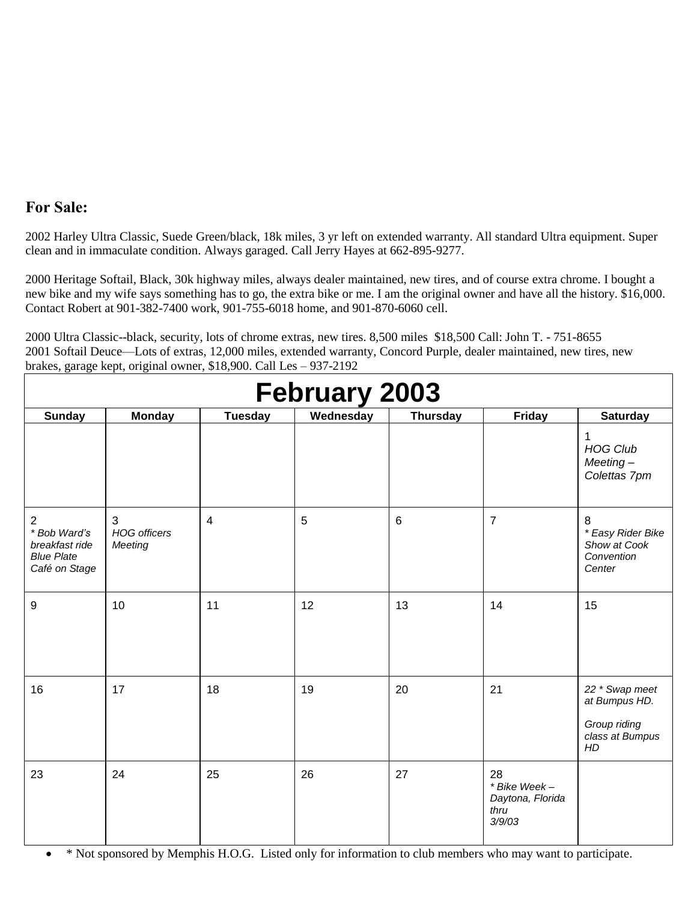## For Sale:

2002 Harley Ultra Classic, Suede Green/black, 18k miles, 3 yr left on extended warranty. All standard Ultra equipment. Super clean and in immaculate condition. Always garaged. Call Jerry Hayes at 662-895-9277.

2000 Heritage Softail, Black, 30k highway miles, always dealer maintained, new tires, and of course extra chrome. I bought a new bike and my wife says something has to go, the extra bike or me. I am the original owner and have all the history. $16,000. Contact Robert at 901-382-7400 work, 901-755-6018 home, and 901-870-6060 cell.

2000 Ultra Classic--black, security, lots of chrome extras, new tires. 8,500 miles $18,500 Call: John T. - 751-8655
2001 Softail Deuce—Lots of extras, 12,000 miles, extended warranty, Concord Purple, dealer maintained, new tires, new brakes, garage kept, original owner, $18,900. Call Les – 937-2192

## February 2003

| Sunday | Monday | Tuesday | Wednesday | Thursday | Friday | Saturday |
|---|---|---|---|---|---|---|
| | | | | | | 1 *HOG Club Meeting – Colettas 7pm* |
| 2 *\* Bob Ward's breakfast ride Blue Plate Café on Stage* | 3 *HOG officers Meeting* | 4 | 5 | 6 | 7 | 8 *\* Easy Rider Bike Show at Cook Convention Center* |
| 9 | 10 | 11 | 12 | 13 | 14 | 15 |
| 16 | 17 | 18 | 19 | 20 | 21 | *22 \* Swap meet at Bumpus HD. Group riding class at Bumpus HD* |
| 23 | 24 | 25 | 26 | 27 | 28 *\* Bike Week – Daytona, Florida thru 3/9/03* | |

- \* Not sponsored by Memphis H.O.G. Listed only for information to club members who may want to participate.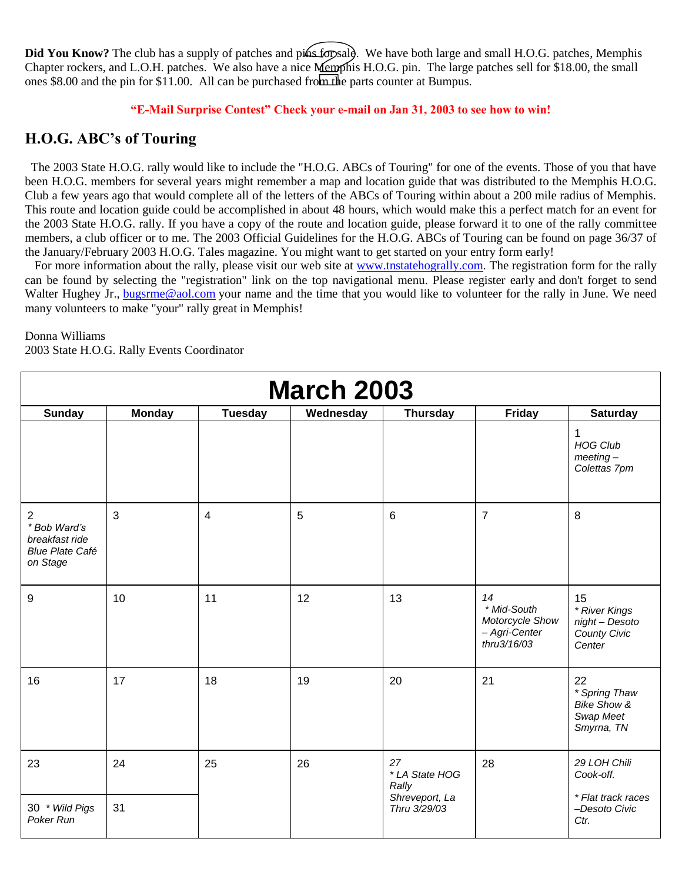**Did You Know?** The club has a supply of patches and pins for sale. We have both large and small H.O.G. patches, Memphis Chapter rockers, and L.O.H. patches. We also have a nice Memphis H.O.G. pin. The large patches sell for $18.00, the small ones $8.00 and the pin for $11.00. All can be purchased from the parts counter at Bumpus.

**"E-Mail Surprise Contest" Check your e-mail on Jan 31, 2003 to see how to win!**

## H.O.G. ABC's of Touring

The 2003 State H.O.G. rally would like to include the "H.O.G. ABCs of Touring" for one of the events. Those of you that have been H.O.G. members for several years might remember a map and location guide that was distributed to the Memphis H.O.G. Club a few years ago that would complete all of the letters of the ABCs of Touring within about a 200 mile radius of Memphis. This route and location guide could be accomplished in about 48 hours, which would make this a perfect match for an event for the 2003 State H.O.G. rally. If you have a copy of the route and location guide, please forward it to one of the rally committee members, a club officer or to me. The 2003 Official Guidelines for the H.O.G. ABCs of Touring can be found on page 36/37 of the January/February 2003 H.O.G. Tales magazine. You might want to get started on your entry form early!

For more information about the rally, please visit our web site at www.tnstatehogrally.com. The registration form for the rally can be found by selecting the "registration" link on the top navigational menu. Please register early and don't forget to send Walter Hughey Jr., bugsrme@aol.com your name and the time that you would like to volunteer for the rally in June. We need many volunteers to make "your" rally great in Memphis!

Donna Williams
2003 State H.O.G. Rally Events Coordinator

## March 2003

| Sunday | Monday | Tuesday | Wednesday | Thursday | Friday | Saturday |
|---|---|---|---|---|---|---|
| | | | | | | 1 *HOG Club meeting – Colettas 7pm* |
| 2 *\* Bob Ward's breakfast ride Blue Plate Café on Stage* | 3 | 4 | 5 | 6 | 7 | 8 |
| 9 | 10 | 11 | 12 | 13 | *14 \* Mid-South Motorcycle Show – Agri-Center thru3/16/03* | 15 *\* River Kings night – Desoto County Civic Center* |
| 16 | 17 | 18 | 19 | 20 | 21 | 22 *\* Spring Thaw Bike Show & Swap Meet Smyrna, TN* |
| 23 | 24 | 25 | 26 | *27 \* LA State HOG Rally Shreveport, La Thru 3/29/03* | 28 | *29 LOH Chili Cook-off. \* Flat track races –Desoto Civic Ctr.* |
| 30 *\* Wild Pigs Poker Run* | 31 | | | | | |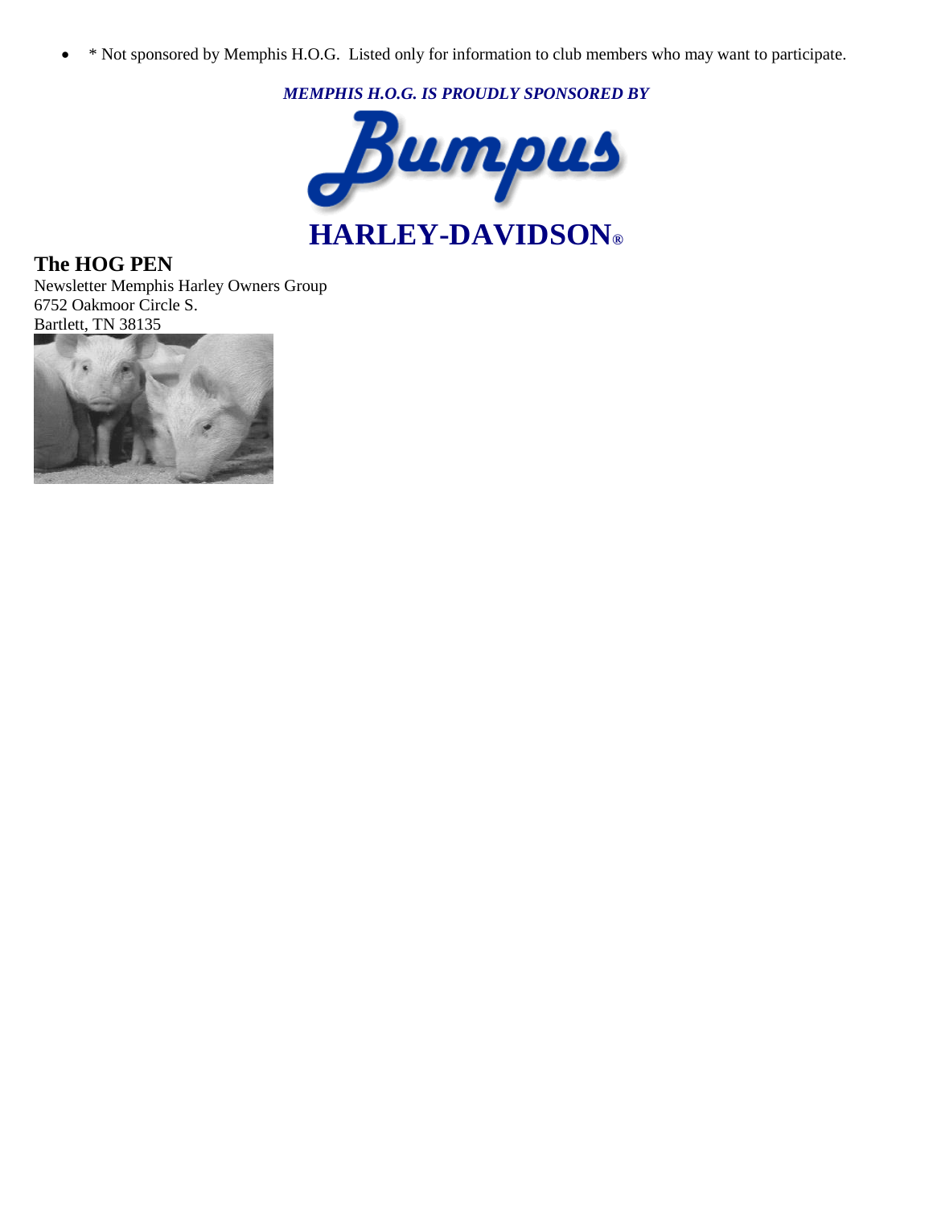- * Not sponsored by Memphis H.O.G. Listed only for information to club members who may want to participate.

***MEMPHIS H.O.G. IS PROUDLY SPONSORED BY***

**Bumpus**

**HARLEY-DAVIDSON®**

**The HOG PEN**
Newsletter Memphis Harley Owners Group
6752 Oakmoor Circle S.
Bartlett, TN 38135